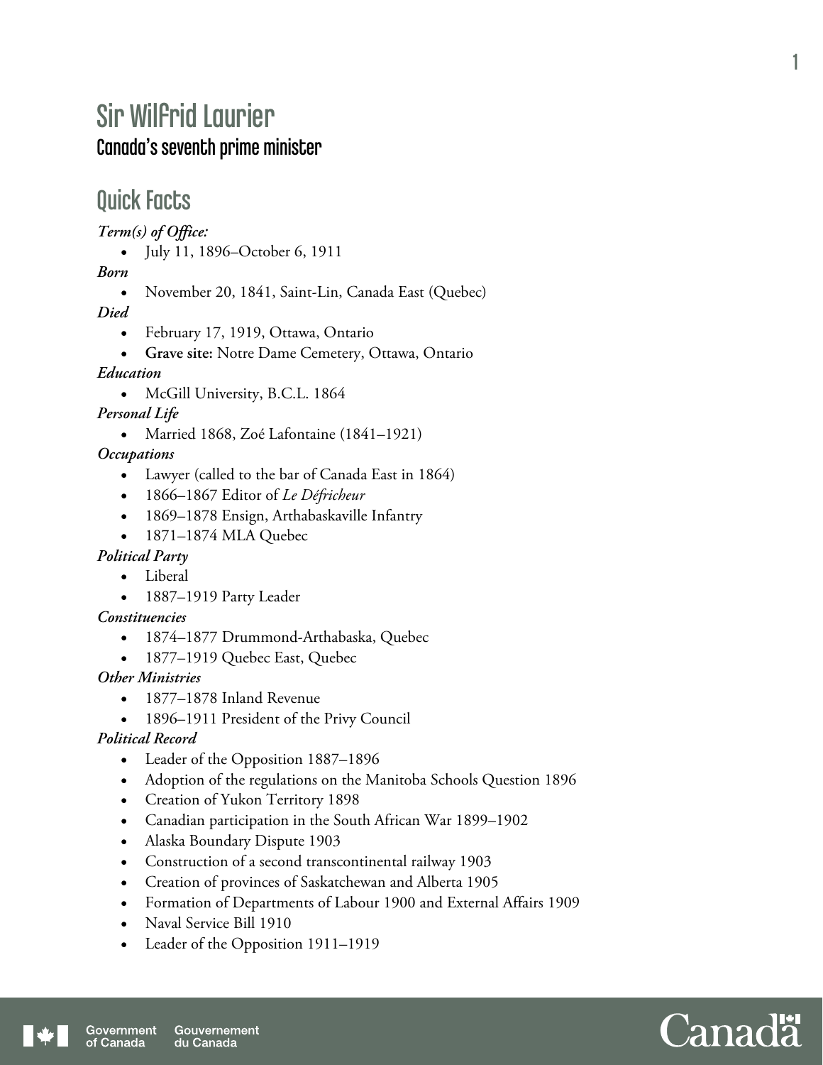# Sir Wilfrid Laurier

### Canada's seventh prime minister

## Quick Facts

***Term(s) of Office:***

- July 11, 1896–October 6, 1911

***Born***

- November 20, 1841, Saint-Lin, Canada East (Quebec)

***Died***

- February 17, 1919, Ottawa, Ontario
- **Grave site:** Notre Dame Cemetery, Ottawa, Ontario

***Education***

- McGill University, B.C.L. 1864

***Personal Life***

- Married 1868, Zoé Lafontaine (1841–1921)

***Occupations***

- Lawyer (called to the bar of Canada East in 1864)
- 1866–1867 Editor of *Le Défricheur*
- 1869–1878 Ensign, Arthabaskaville Infantry
- 1871–1874 MLA Quebec

***Political Party***

- Liberal
- 1887–1919 Party Leader

***Constituencies***

- 1874–1877 Drummond-Arthabaska, Quebec
- 1877–1919 Quebec East, Quebec

***Other Ministries***

- 1877–1878 Inland Revenue
- 1896–1911 President of the Privy Council

***Political Record***

- Leader of the Opposition 1887–1896
- Adoption of the regulations on the Manitoba Schools Question 1896
- Creation of Yukon Territory 1898
- Canadian participation in the South African War 1899–1902
- Alaska Boundary Dispute 1903
- Construction of a second transcontinental railway 1903
- Creation of provinces of Saskatchewan and Alberta 1905
- Formation of Departments of Labour 1900 and External Affairs 1909
- Naval Service Bill 1910
- Leader of the Opposition 1911–1919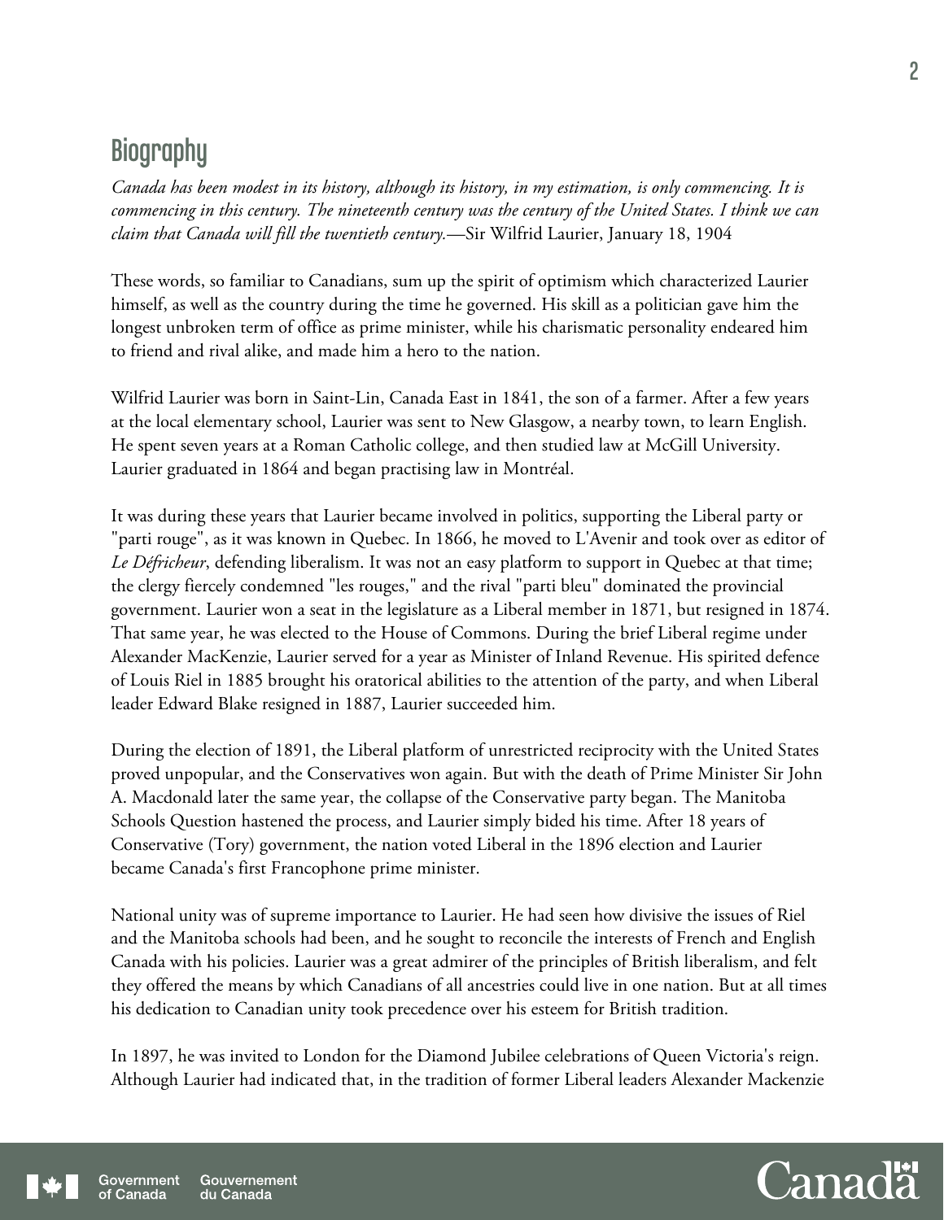## Biography

*Canada has been modest in its history, although its history, in my estimation, is only commencing. It is commencing in this century. The nineteenth century was the century of the United States. I think we can claim that Canada will fill the twentieth century.*—Sir Wilfrid Laurier, January 18, 1904

These words, so familiar to Canadians, sum up the spirit of optimism which characterized Laurier himself, as well as the country during the time he governed. His skill as a politician gave him the longest unbroken term of office as prime minister, while his charismatic personality endeared him to friend and rival alike, and made him a hero to the nation.

Wilfrid Laurier was born in Saint-Lin, Canada East in 1841, the son of a farmer. After a few years at the local elementary school, Laurier was sent to New Glasgow, a nearby town, to learn English. He spent seven years at a Roman Catholic college, and then studied law at McGill University. Laurier graduated in 1864 and began practising law in Montréal.

It was during these years that Laurier became involved in politics, supporting the Liberal party or "parti rouge", as it was known in Quebec. In 1866, he moved to L'Avenir and took over as editor of *Le Défricheur*, defending liberalism. It was not an easy platform to support in Quebec at that time; the clergy fiercely condemned "les rouges," and the rival "parti bleu" dominated the provincial government. Laurier won a seat in the legislature as a Liberal member in 1871, but resigned in 1874. That same year, he was elected to the House of Commons. During the brief Liberal regime under Alexander MacKenzie, Laurier served for a year as Minister of Inland Revenue. His spirited defence of Louis Riel in 1885 brought his oratorical abilities to the attention of the party, and when Liberal leader Edward Blake resigned in 1887, Laurier succeeded him.

During the election of 1891, the Liberal platform of unrestricted reciprocity with the United States proved unpopular, and the Conservatives won again. But with the death of Prime Minister Sir John A. Macdonald later the same year, the collapse of the Conservative party began. The Manitoba Schools Question hastened the process, and Laurier simply bided his time. After 18 years of Conservative (Tory) government, the nation voted Liberal in the 1896 election and Laurier became Canada's first Francophone prime minister.

National unity was of supreme importance to Laurier. He had seen how divisive the issues of Riel and the Manitoba schools had been, and he sought to reconcile the interests of French and English Canada with his policies. Laurier was a great admirer of the principles of British liberalism, and felt they offered the means by which Canadians of all ancestries could live in one nation. But at all times his dedication to Canadian unity took precedence over his esteem for British tradition.

In 1897, he was invited to London for the Diamond Jubilee celebrations of Queen Victoria's reign. Although Laurier had indicated that, in the tradition of former Liberal leaders Alexander Mackenzie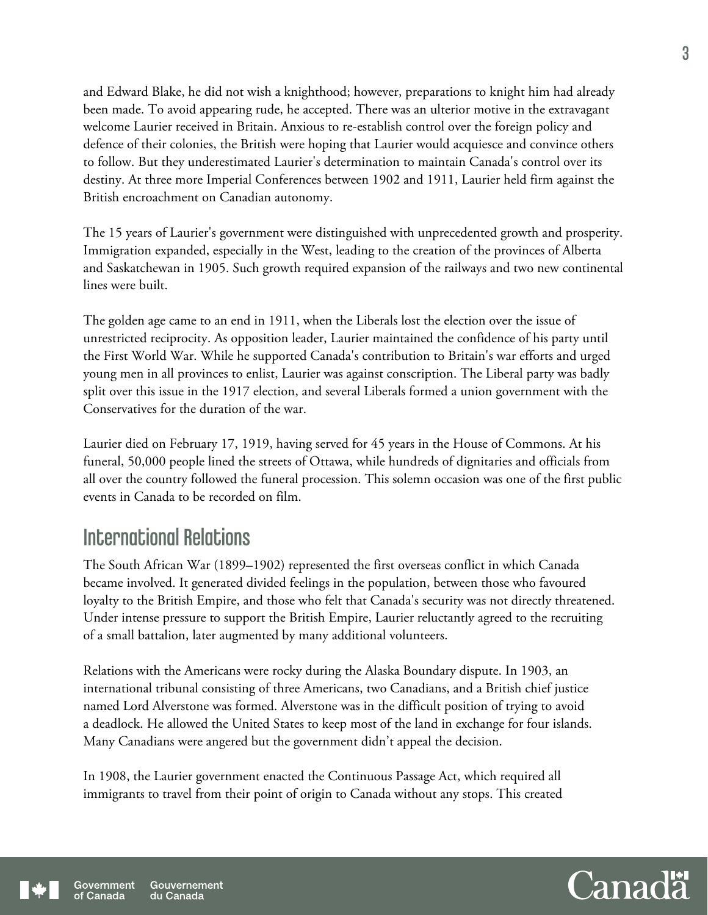and Edward Blake, he did not wish a knighthood; however, preparations to knight him had already been made. To avoid appearing rude, he accepted. There was an ulterior motive in the extravagant welcome Laurier received in Britain. Anxious to re-establish control over the foreign policy and defence of their colonies, the British were hoping that Laurier would acquiesce and convince others to follow. But they underestimated Laurier's determination to maintain Canada's control over its destiny. At three more Imperial Conferences between 1902 and 1911, Laurier held firm against the British encroachment on Canadian autonomy.

The 15 years of Laurier's government were distinguished with unprecedented growth and prosperity. Immigration expanded, especially in the West, leading to the creation of the provinces of Alberta and Saskatchewan in 1905. Such growth required expansion of the railways and two new continental lines were built.

The golden age came to an end in 1911, when the Liberals lost the election over the issue of unrestricted reciprocity. As opposition leader, Laurier maintained the confidence of his party until the First World War. While he supported Canada's contribution to Britain's war efforts and urged young men in all provinces to enlist, Laurier was against conscription. The Liberal party was badly split over this issue in the 1917 election, and several Liberals formed a union government with the Conservatives for the duration of the war.

Laurier died on February 17, 1919, having served for 45 years in the House of Commons. At his funeral, 50,000 people lined the streets of Ottawa, while hundreds of dignitaries and officials from all over the country followed the funeral procession. This solemn occasion was one of the first public events in Canada to be recorded on film.

## International Relations

The South African War (1899–1902) represented the first overseas conflict in which Canada became involved. It generated divided feelings in the population, between those who favoured loyalty to the British Empire, and those who felt that Canada's security was not directly threatened. Under intense pressure to support the British Empire, Laurier reluctantly agreed to the recruiting of a small battalion, later augmented by many additional volunteers.

Relations with the Americans were rocky during the Alaska Boundary dispute. In 1903, an international tribunal consisting of three Americans, two Canadians, and a British chief justice named Lord Alverstone was formed. Alverstone was in the difficult position of trying to avoid a deadlock. He allowed the United States to keep most of the land in exchange for four islands. Many Canadians were angered but the government didn't appeal the decision.

In 1908, the Laurier government enacted the Continuous Passage Act, which required all immigrants to travel from their point of origin to Canada without any stops. This created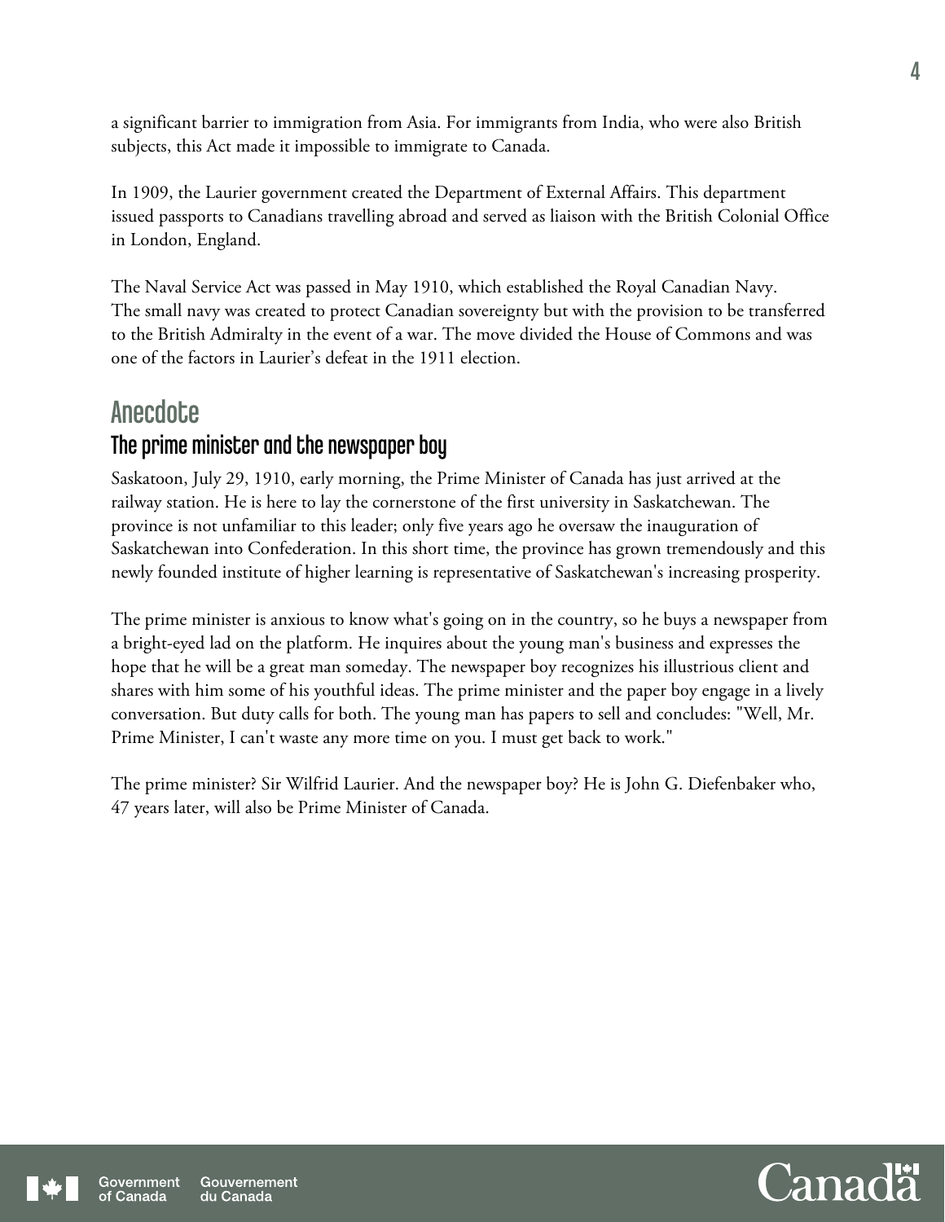a significant barrier to immigration from Asia. For immigrants from India, who were also British subjects, this Act made it impossible to immigrate to Canada.

In 1909, the Laurier government created the Department of External Affairs. This department issued passports to Canadians travelling abroad and served as liaison with the British Colonial Office in London, England.

The Naval Service Act was passed in May 1910, which established the Royal Canadian Navy. The small navy was created to protect Canadian sovereignty but with the provision to be transferred to the British Admiralty in the event of a war. The move divided the House of Commons and was one of the factors in Laurier's defeat in the 1911 election.

## Anecdote

### The prime minister and the newspaper boy

Saskatoon, July 29, 1910, early morning, the Prime Minister of Canada has just arrived at the railway station. He is here to lay the cornerstone of the first university in Saskatchewan. The province is not unfamiliar to this leader; only five years ago he oversaw the inauguration of Saskatchewan into Confederation. In this short time, the province has grown tremendously and this newly founded institute of higher learning is representative of Saskatchewan's increasing prosperity.

The prime minister is anxious to know what's going on in the country, so he buys a newspaper from a bright-eyed lad on the platform. He inquires about the young man's business and expresses the hope that he will be a great man someday. The newspaper boy recognizes his illustrious client and shares with him some of his youthful ideas. The prime minister and the paper boy engage in a lively conversation. But duty calls for both. The young man has papers to sell and concludes: "Well, Mr. Prime Minister, I can't waste any more time on you. I must get back to work."

The prime minister? Sir Wilfrid Laurier. And the newspaper boy? He is John G. Diefenbaker who, 47 years later, will also be Prime Minister of Canada.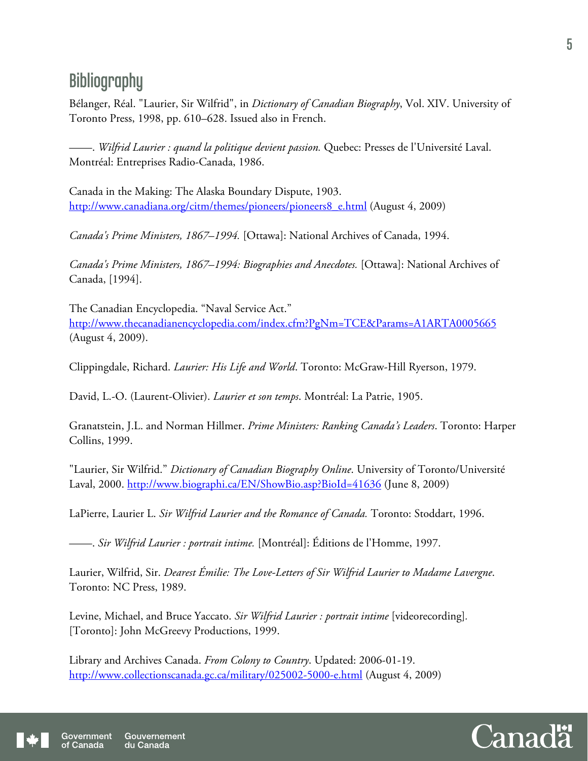## Bibliography

Bélanger, Réal. "Laurier, Sir Wilfrid", in *Dictionary of Canadian Biography*, Vol. XIV. University of Toronto Press, 1998, pp. 610–628. Issued also in French.

——. *Wilfrid Laurier : quand la politique devient passion.* Quebec: Presses de l'Université Laval. Montréal: Entreprises Radio-Canada, 1986.

Canada in the Making: The Alaska Boundary Dispute, 1903. http://www.canadiana.org/citm/themes/pioneers/pioneers8_e.html (August 4, 2009)

*Canada's Prime Ministers, 1867–1994.* [Ottawa]: National Archives of Canada, 1994.

*Canada's Prime Ministers, 1867–1994: Biographies and Anecdotes.* [Ottawa]: National Archives of Canada, [1994].

The Canadian Encyclopedia. "Naval Service Act." http://www.thecanadianencyclopedia.com/index.cfm?PgNm=TCE&Params=A1ARTA0005665 (August 4, 2009).

Clippingdale, Richard. *Laurier: His Life and World*. Toronto: McGraw-Hill Ryerson, 1979.

David, L.-O. (Laurent-Olivier). *Laurier et son temps*. Montréal: La Patrie, 1905.

Granatstein, J.L. and Norman Hillmer. *Prime Ministers: Ranking Canada's Leaders*. Toronto: Harper Collins, 1999.

"Laurier, Sir Wilfrid." *Dictionary of Canadian Biography Online*. University of Toronto/Université Laval, 2000. http://www.biographi.ca/EN/ShowBio.asp?BioId=41636 (June 8, 2009)

LaPierre, Laurier L. *Sir Wilfrid Laurier and the Romance of Canada.* Toronto: Stoddart, 1996.

——. *Sir Wilfrid Laurier : portrait intime.* [Montréal]: Éditions de l'Homme, 1997.

Laurier, Wilfrid, Sir. *Dearest Émilie: The Love-Letters of Sir Wilfrid Laurier to Madame Lavergne*. Toronto: NC Press, 1989.

Levine, Michael, and Bruce Yaccato. *Sir Wilfrid Laurier : portrait intime* [videorecording]. [Toronto]: John McGreevy Productions, 1999.

Library and Archives Canada. *From Colony to Country*. Updated: 2006-01-19. http://www.collectionscanada.gc.ca/military/025002-5000-e.html (August 4, 2009)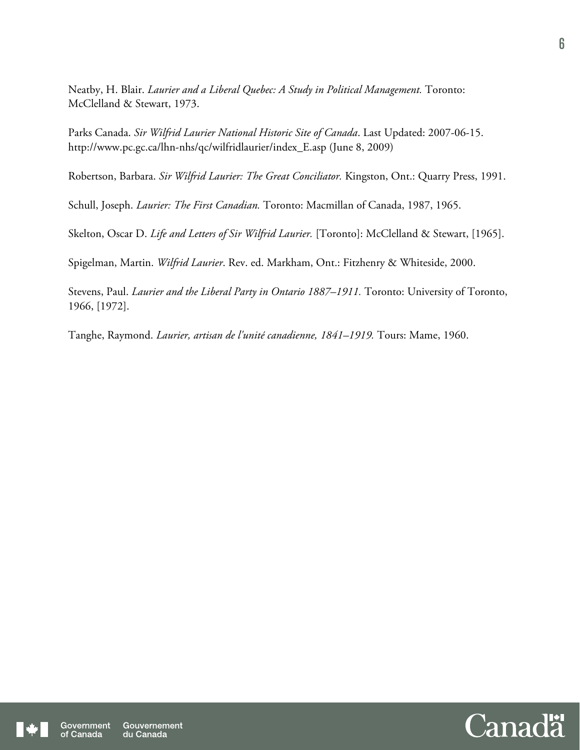Neatby, H. Blair. *Laurier and a Liberal Quebec: A Study in Political Management.* Toronto: McClelland & Stewart, 1973.

Parks Canada. *Sir Wilfrid Laurier National Historic Site of Canada*. Last Updated: 2007-06-15. http://www.pc.gc.ca/lhn-nhs/qc/wilfridlaurier/index_E.asp (June 8, 2009)

Robertson, Barbara. *Sir Wilfrid Laurier: The Great Conciliator.* Kingston, Ont.: Quarry Press, 1991.

Schull, Joseph. *Laurier: The First Canadian.* Toronto: Macmillan of Canada, 1987, 1965.

Skelton, Oscar D. *Life and Letters of Sir Wilfrid Laurier.* [Toronto]: McClelland & Stewart, [1965].

Spigelman, Martin. *Wilfrid Laurier*. Rev. ed. Markham, Ont.: Fitzhenry & Whiteside, 2000.

Stevens, Paul. *Laurier and the Liberal Party in Ontario 1887–1911.* Toronto: University of Toronto, 1966, [1972].

Tanghe, Raymond. *Laurier, artisan de l'unité canadienne, 1841–1919.* Tours: Mame, 1960.